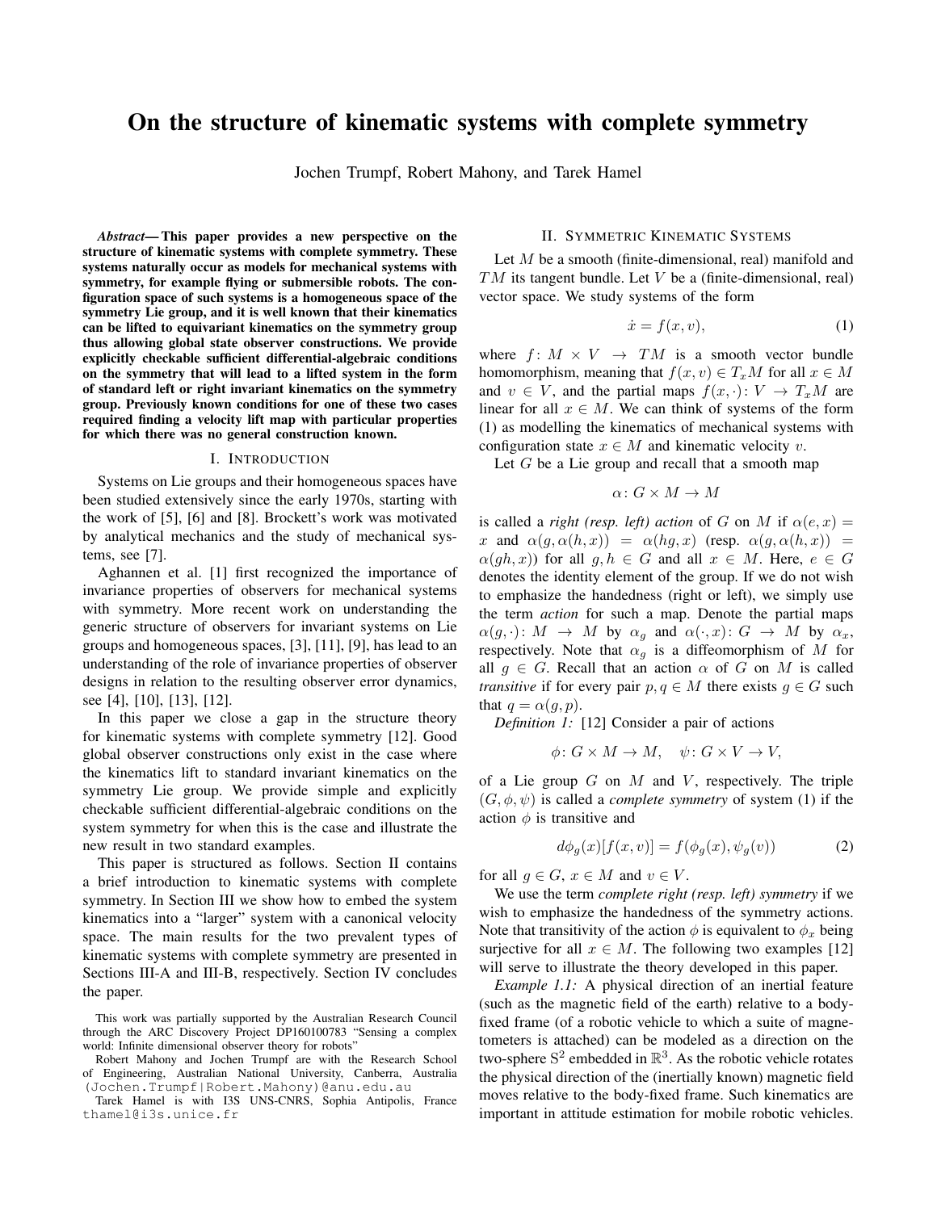# On the structure of kinematic systems with complete symmetry

Jochen Trumpf, Robert Mahony, and Tarek Hamel

***Abstract*— This paper provides a new perspective on the structure of kinematic systems with complete symmetry. These systems naturally occur as models for mechanical systems with symmetry, for example flying or submersible robots. The configuration space of such systems is a homogeneous space of the symmetry Lie group, and it is well known that their kinematics can be lifted to equivariant kinematics on the symmetry group thus allowing global state observer constructions. We provide explicitly checkable sufficient differential-algebraic conditions on the symmetry that will lead to a lifted system in the form of standard left or right invariant kinematics on the symmetry group. Previously known conditions for one of these two cases required finding a velocity lift map with particular properties for which there was no general construction known.**

## I. Introduction

Systems on Lie groups and their homogeneous spaces have been studied extensively since the early 1970s, starting with the work of [5], [6] and [8]. Brockett's work was motivated by analytical mechanics and the study of mechanical systems, see [7].

Aghannen et al. [1] first recognized the importance of invariance properties of observers for mechanical systems with symmetry. More recent work on understanding the generic structure of observers for invariant systems on Lie groups and homogeneous spaces, [3], [11], [9], has lead to an understanding of the role of invariance properties of observer designs in relation to the resulting observer error dynamics, see [4], [10], [13], [12].

In this paper we close a gap in the structure theory for kinematic systems with complete symmetry [12]. Good global observer constructions only exist in the case where the kinematics lift to standard invariant kinematics on the symmetry Lie group. We provide simple and explicitly checkable sufficient differential-algebraic conditions on the system symmetry for when this is the case and illustrate the new result in two standard examples.

This paper is structured as follows. Section II contains a brief introduction to kinematic systems with complete symmetry. In Section III we show how to embed the system kinematics into a "larger" system with a canonical velocity space. The main results for the two prevalent types of kinematic systems with complete symmetry are presented in Sections III-A and III-B, respectively. Section IV concludes the paper.

This work was partially supported by the Australian Research Council through the ARC Discovery Project DP160100783 "Sensing a complex world: Infinite dimensional observer theory for robots"

Robert Mahony and Jochen Trumpf are with the Research School of Engineering, Australian National University, Canberra, Australia (Jochen.Trumpf|Robert.Mahony)@anu.edu.au

Tarek Hamel is with I3S UNS-CNRS, Sophia Antipolis, France thamel@i3s.unice.fr

## II. Symmetric Kinematic Systems

Let $M$ be a smooth (finite-dimensional, real) manifold and $TM$ its tangent bundle. Let $V$ be a (finite-dimensional, real) vector space. We study systems of the form

$$\dot{x} = f(x, v), \tag{1}$$

where $f\colon M \times V \to TM$ is a smooth vector bundle homomorphism, meaning that $f(x, v) \in T_x M$ for all $x \in M$ and $v \in V$, and the partial maps $f(x, \cdot)\colon V \to T_x M$ are linear for all $x \in M$. We can think of systems of the form (1) as modelling the kinematics of mechanical systems with configuration state $x \in M$ and kinematic velocity $v$.

Let $G$ be a Lie group and recall that a smooth map

$$\alpha\colon G \times M \to M$$

is called a *right (resp. left) action* of $G$ on $M$ if $\alpha(e, x) = x$ and $\alpha(g, \alpha(h, x)) = \alpha(hg, x)$ (resp. $\alpha(g, \alpha(h, x)) = \alpha(gh, x)$) for all $g, h \in G$ and all $x \in M$. Here, $e \in G$ denotes the identity element of the group. If we do not wish to emphasize the handedness (right or left), we simply use the term *action* for such a map. Denote the partial maps $\alpha(g, \cdot)\colon M \to M$ by $\alpha_g$ and $\alpha(\cdot, x)\colon G \to M$ by $\alpha_x$, respectively. Note that $\alpha_g$ is a diffeomorphism of $M$ for all $g \in G$. Recall that an action $\alpha$ of $G$ on $M$ is called *transitive* if for every pair $p, q \in M$ there exists $g \in G$ such that $q = \alpha(g, p)$.

*Definition 1:* [12] Consider a pair of actions

$$\phi\colon G \times M \to M, \quad \psi\colon G \times V \to V,$$

of a Lie group $G$ on $M$ and $V$, respectively. The triple $(G, \phi, \psi)$ is called a *complete symmetry* of system (1) if the action $\phi$ is transitive and

$$d\phi_g(x)[f(x, v)] = f(\phi_g(x), \psi_g(v)) \tag{2}$$

for all $g \in G$, $x \in M$ and $v \in V$.

We use the term *complete right (resp. left) symmetry* if we wish to emphasize the handedness of the symmetry actions. Note that transitivity of the action $\phi$ is equivalent to $\phi_x$ being surjective for all $x \in M$. The following two examples [12] will serve to illustrate the theory developed in this paper.

*Example 1.1:* A physical direction of an inertial feature (such as the magnetic field of the earth) relative to a body-fixed frame (of a robotic vehicle to which a suite of magnetometers is attached) can be modeled as a direction on the two-sphere $\mathrm{S}^2$ embedded in $\mathbb{R}^3$. As the robotic vehicle rotates the physical direction of the (inertially known) magnetic field moves relative to the body-fixed frame. Such kinematics are important in attitude estimation for mobile robotic vehicles.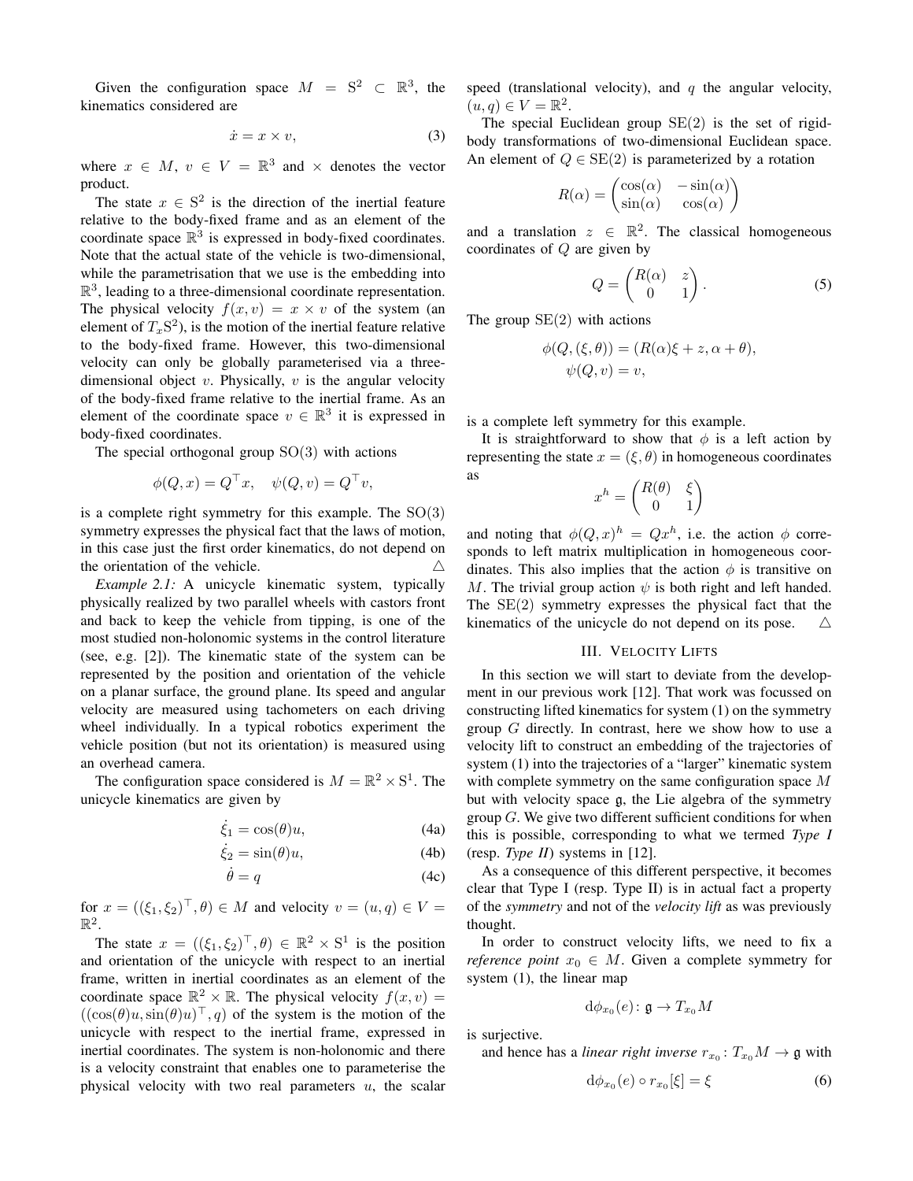Given the configuration space $M = \mathrm{S}^2 \subset \mathbb{R}^3$, the kinematics considered are

$$\dot{x} = x \times v, \tag{3}$$

where $x \in M$, $v \in V = \mathbb{R}^3$ and $\times$ denotes the vector product.

The state $x \in \mathrm{S}^2$ is the direction of the inertial feature relative to the body-fixed frame and as an element of the coordinate space $\mathbb{R}^3$ is expressed in body-fixed coordinates. Note that the actual state of the vehicle is two-dimensional, while the parametrisation that we use is the embedding into $\mathbb{R}^3$, leading to a three-dimensional coordinate representation. The physical velocity $f(x, v) = x \times v$ of the system (an element of $T_x\mathrm{S}^2$), is the motion of the inertial feature relative to the body-fixed frame. However, this two-dimensional velocity can only be globally parameterised via a three-dimensional object $v$. Physically, $v$ is the angular velocity of the body-fixed frame relative to the inertial frame. As an element of the coordinate space $v \in \mathbb{R}^3$ it is expressed in body-fixed coordinates.

The special orthogonal group $\mathrm{SO}(3)$ with actions

$$\phi(Q, x) = Q^\top x, \quad \psi(Q, v) = Q^\top v,$$

is a complete right symmetry for this example. The $\mathrm{SO}(3)$ symmetry expresses the physical fact that the laws of motion, in this case just the first order kinematics, do not depend on the orientation of the vehicle. △

*Example 2.1:* A unicycle kinematic system, typically physically realized by two parallel wheels with castors front and back to keep the vehicle from tipping, is one of the most studied non-holonomic systems in the control literature (see, e.g. [2]). The kinematic state of the system can be represented by the position and orientation of the vehicle on a planar surface, the ground plane. Its speed and angular velocity are measured using tachometers on each driving wheel individually. In a typical robotics experiment the vehicle position (but not its orientation) is measured using an overhead camera.

The configuration space considered is $M = \mathbb{R}^2 \times \mathrm{S}^1$. The unicycle kinematics are given by

$$\dot{\xi}_1 = \cos(\theta) u, \tag{4a}$$

$$\dot{\xi}_2 = \sin(\theta) u, \tag{4b}$$

$$\dot{\theta} = q \tag{4c}$$

for $x = ((\xi_1, \xi_2)^\top, \theta) \in M$ and velocity $v = (u, q) \in V = \mathbb{R}^2$.

The state $x = ((\xi_1, \xi_2)^\top, \theta) \in \mathbb{R}^2 \times \mathrm{S}^1$ is the position and orientation of the unicycle with respect to an inertial frame, written in inertial coordinates as an element of the coordinate space $\mathbb{R}^2 \times \mathbb{R}$. The physical velocity $f(x, v) = ((\cos(\theta)u, \sin(\theta)u)^\top, q)$ of the system is the motion of the unicycle with respect to the inertial frame, expressed in inertial coordinates. The system is non-holonomic and there is a velocity constraint that enables one to parameterise the physical velocity with two real parameters $u$, the scalar speed (translational velocity), and $q$ the angular velocity, $(u, q) \in V = \mathbb{R}^2$.

The special Euclidean group $\mathrm{SE}(2)$ is the set of rigid-body transformations of two-dimensional Euclidean space. An element of $Q \in \mathrm{SE}(2)$ is parameterized by a rotation

$$R(\alpha) = \begin{pmatrix} \cos(\alpha) & -\sin(\alpha) \\ \sin(\alpha) & \cos(\alpha) \end{pmatrix}$$

and a translation $z \in \mathbb{R}^2$. The classical homogeneous coordinates of $Q$ are given by

$$Q = \begin{pmatrix} R(\alpha) & z \\ 0 & 1 \end{pmatrix}. \tag{5}$$

The group $\mathrm{SE}(2)$ with actions

$$\phi(Q, (\xi, \theta)) = (R(\alpha)\xi + z, \alpha + \theta),$$
$$\psi(Q, v) = v,$$

is a complete left symmetry for this example.

It is straightforward to show that $\phi$ is a left action by representing the state $x = (\xi, \theta)$ in homogeneous coordinates as

$$x^h = \begin{pmatrix} R(\theta) & \xi \\ 0 & 1 \end{pmatrix}$$

and noting that $\phi(Q, x)^h = Qx^h$, i.e. the action $\phi$ corresponds to left matrix multiplication in homogeneous coordinates. This also implies that the action $\phi$ is transitive on $M$. The trivial group action $\psi$ is both right and left handed. The $\mathrm{SE}(2)$ symmetry expresses the physical fact that the kinematics of the unicycle do not depend on its pose. △

## III. Velocity Lifts

In this section we will start to deviate from the development in our previous work [12]. That work was focussed on constructing lifted kinematics for system (1) on the symmetry group $G$ directly. In contrast, here we show how to use a velocity lift to construct an embedding of the trajectories of system (1) into the trajectories of a "larger" kinematic system with complete symmetry on the same configuration space $M$ but with velocity space $\mathfrak{g}$, the Lie algebra of the symmetry group $G$. We give two different sufficient conditions for when this is possible, corresponding to what we termed *Type I* (resp. *Type II*) systems in [12].

As a consequence of this different perspective, it becomes clear that Type I (resp. Type II) is in actual fact a property of the *symmetry* and not of the *velocity lift* as was previously thought.

In order to construct velocity lifts, we need to fix a *reference point* $x_0 \in M$. Given a complete symmetry for system (1), the linear map

$$\mathrm{d}\phi_{x_0}(e) \colon \mathfrak{g} \to T_{x_0}M$$

is surjective.

and hence has a *linear right inverse* $r_{x_0} : T_{x_0}M \to \mathfrak{g}$ with

$$\mathrm{d}\phi_{x_0}(e) \circ r_{x_0}[\xi] = \xi \tag{6}$$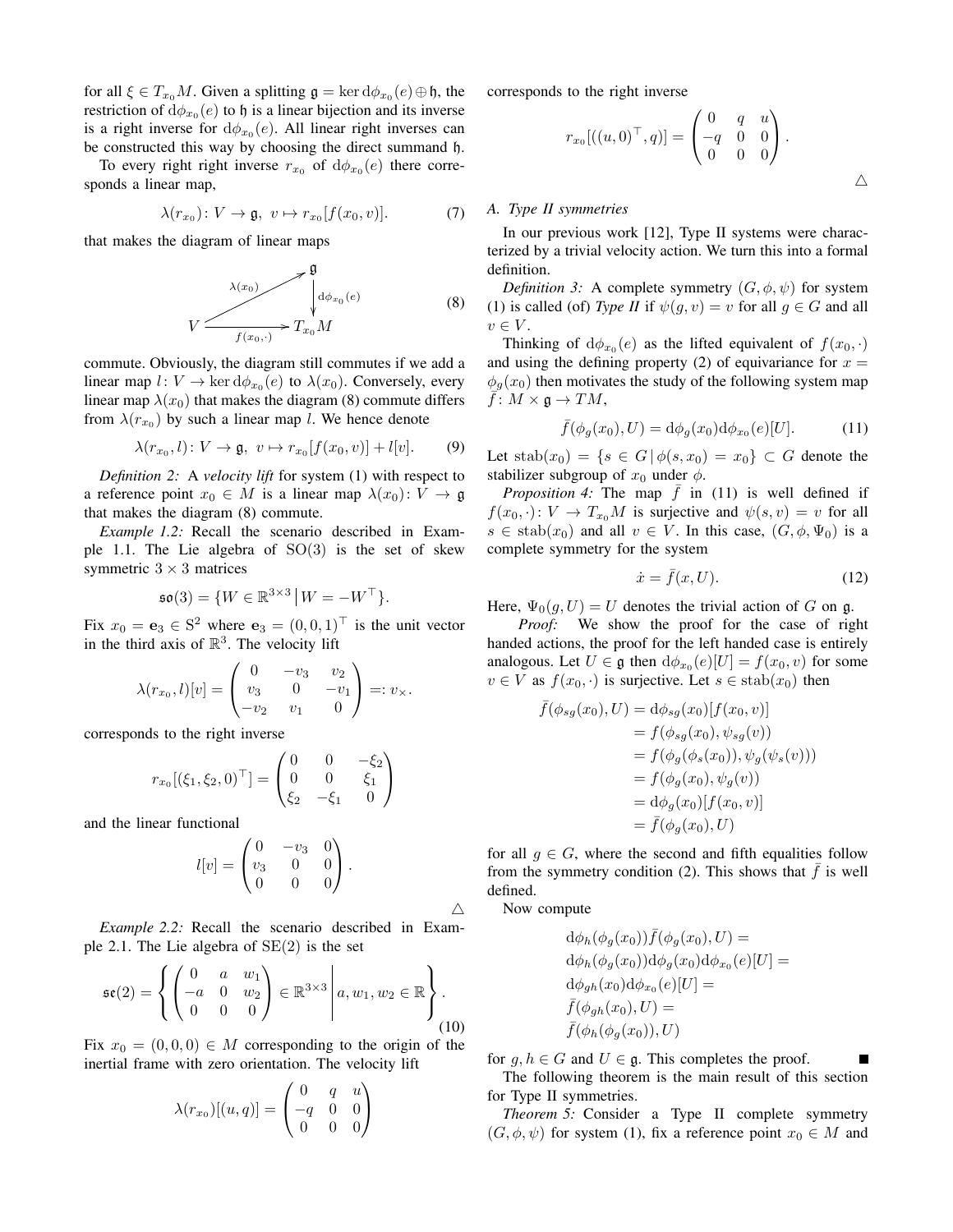for all $\xi \in T_{x_0}M$. Given a splitting $\mathfrak{g} = \ker \mathrm{d}\phi_{x_0}(e) \oplus \mathfrak{h}$, the restriction of $\mathrm{d}\phi_{x_0}(e)$ to $\mathfrak{h}$ is a linear bijection and its inverse is a right inverse for $\mathrm{d}\phi_{x_0}(e)$. All linear right inverses can be constructed this way by choosing the direct summand $\mathfrak{h}$.

To every right right inverse $r_{x_0}$ of $\mathrm{d}\phi_{x_0}(e)$ there corresponds a linear map,

$$\lambda(r_{x_0})\colon V \to \mathfrak{g},\ v \mapsto r_{x_0}[f(x_0, v)]. \tag{7}$$

that makes the diagram of linear maps

$$\begin{array}{ccc} & & \mathfrak{g} \\ & \overset{\lambda(x_0)}{\nearrow} & \downarrow \mathrm{d}\phi_{x_0}(e) \\ V & \xrightarrow[f(x_0,\cdot)]{} & T_{x_0}M \end{array} \tag{8}$$

commute. Obviously, the diagram still commutes if we add a linear map $l\colon V \to \ker \mathrm{d}\phi_{x_0}(e)$ to $\lambda(x_0)$. Conversely, every linear map $\lambda(x_0)$ that makes the diagram (8) commute differs from $\lambda(r_{x_0})$ by such a linear map $l$. We hence denote

$$\lambda(r_{x_0}, l)\colon V \to \mathfrak{g},\ v \mapsto r_{x_0}[f(x_0, v)] + l[v]. \tag{9}$$

*Definition 2:* A *velocity lift* for system (1) with respect to a reference point $x_0 \in M$ is a linear map $\lambda(x_0)\colon V \to \mathfrak{g}$ that makes the diagram (8) commute.

*Example 1.2:* Recall the scenario described in Example 1.1. The Lie algebra of $\mathrm{SO}(3)$ is the set of skew symmetric $3 \times 3$ matrices

$$\mathfrak{so}(3) = \{W \in \mathbb{R}^{3\times 3} \,|\, W = -W^\top\}.$$

Fix $x_0 = \mathbf{e}_3 \in \mathrm{S}^2$ where $\mathbf{e}_3 = (0,0,1)^\top$ is the unit vector in the third axis of $\mathbb{R}^3$. The velocity lift

$$\lambda(r_{x_0}, l)[v] = \begin{pmatrix} 0 & -v_3 & v_2 \\ v_3 & 0 & -v_1 \\ -v_2 & v_1 & 0 \end{pmatrix} =: v_\times.$$

corresponds to the right inverse

$$r_{x_0}[(\xi_1, \xi_2, 0)^\top] = \begin{pmatrix} 0 & 0 & -\xi_2 \\ 0 & 0 & \xi_1 \\ \xi_2 & -\xi_1 & 0 \end{pmatrix}$$

and the linear functional

$$l[v] = \begin{pmatrix} 0 & -v_3 & 0 \\ v_3 & 0 & 0 \\ 0 & 0 & 0 \end{pmatrix}.$$

△

*Example 2.2:* Recall the scenario described in Example 2.1. The Lie algebra of $\mathrm{SE}(2)$ is the set

$$\mathfrak{se}(2) = \left\{ \begin{pmatrix} 0 & a & w_1 \\ -a & 0 & w_2 \\ 0 & 0 & 0 \end{pmatrix} \in \mathbb{R}^{3\times 3} \,\middle|\, a, w_1, w_2 \in \mathbb{R} \right\}. \tag{10}$$

Fix $x_0 = (0,0,0) \in M$ corresponding to the origin of the inertial frame with zero orientation. The velocity lift

$$\lambda(r_{x_0})[(u,q)] = \begin{pmatrix} 0 & q & u \\ -q & 0 & 0 \\ 0 & 0 & 0 \end{pmatrix}$$

corresponds to the right inverse

$$r_{x_0}[((u,0)^\top, q)] = \begin{pmatrix} 0 & q & u \\ -q & 0 & 0 \\ 0 & 0 & 0 \end{pmatrix}.$$

△

### A. Type II symmetries

In our previous work [12], Type II systems were characterized by a trivial velocity action. We turn this into a formal definition.

*Definition 3:* A complete symmetry $(G, \phi, \psi)$ for system (1) is called (of) *Type II* if $\psi(g, v) = v$ for all $g \in G$ and all $v \in V$.

Thinking of $\mathrm{d}\phi_{x_0}(e)$ as the lifted equivalent of $f(x_0, \cdot)$ and using the defining property (2) of equivariance for $x = \phi_g(x_0)$ then motivates the study of the following system map $\bar{f}\colon M \times \mathfrak{g} \to TM$,

$$\bar{f}(\phi_g(x_0), U) = \mathrm{d}\phi_g(x_0)\mathrm{d}\phi_{x_0}(e)[U]. \tag{11}$$

Let $\mathrm{stab}(x_0) = \{s \in G \,|\, \phi(s, x_0) = x_0\} \subset G$ denote the stabilizer subgroup of $x_0$ under $\phi$.

*Proposition 4:* The map $\bar{f}$ in (11) is well defined if $f(x_0, \cdot)\colon V \to T_{x_0}M$ is surjective and $\psi(s, v) = v$ for all $s \in \mathrm{stab}(x_0)$ and all $v \in V$. In this case, $(G, \phi, \Psi_0)$ is a complete symmetry for the system

$$\dot{x} = \bar{f}(x, U). \tag{12}$$

Here, $\Psi_0(g, U) = U$ denotes the trivial action of $G$ on $\mathfrak{g}$.

*Proof:* We show the proof for the case of right handed actions, the proof for the left handed case is entirely analogous. Let $U \in \mathfrak{g}$ then $\mathrm{d}\phi_{x_0}(e)[U] = f(x_0, v)$ for some $v \in V$ as $f(x_0, \cdot)$ is surjective. Let $s \in \mathrm{stab}(x_0)$ then

$$\begin{aligned} \bar{f}(\phi_{sg}(x_0), U) &= \mathrm{d}\phi_{sg}(x_0)[f(x_0, v)] \\ &= f(\phi_{sg}(x_0), \psi_{sg}(v)) \\ &= f(\phi_g(\phi_s(x_0)), \psi_g(\psi_s(v))) \\ &= f(\phi_g(x_0), \psi_g(v)) \\ &= \mathrm{d}\phi_g(x_0)[f(x_0, v)] \\ &= \bar{f}(\phi_g(x_0), U) \end{aligned}$$

for all $g \in G$, where the second and fifth equalities follow from the symmetry condition (2). This shows that $\bar{f}$ is well defined.

Now compute

$$\begin{aligned} &\mathrm{d}\phi_h(\phi_g(x_0))\bar{f}(\phi_g(x_0), U) = \\ &\mathrm{d}\phi_h(\phi_g(x_0))\mathrm{d}\phi_g(x_0)\mathrm{d}\phi_{x_0}(e)[U] = \\ &\mathrm{d}\phi_{gh}(x_0)\mathrm{d}\phi_{x_0}(e)[U] = \\ &\bar{f}(\phi_{gh}(x_0), U) = \\ &\bar{f}(\phi_h(\phi_g(x_0)), U) \end{aligned}$$

for $g, h \in G$ and $U \in \mathfrak{g}$. This completes the proof. ■

The following theorem is the main result of this section for Type II symmetries.

*Theorem 5:* Consider a Type II complete symmetry $(G, \phi, \psi)$ for system (1), fix a reference point $x_0 \in M$ and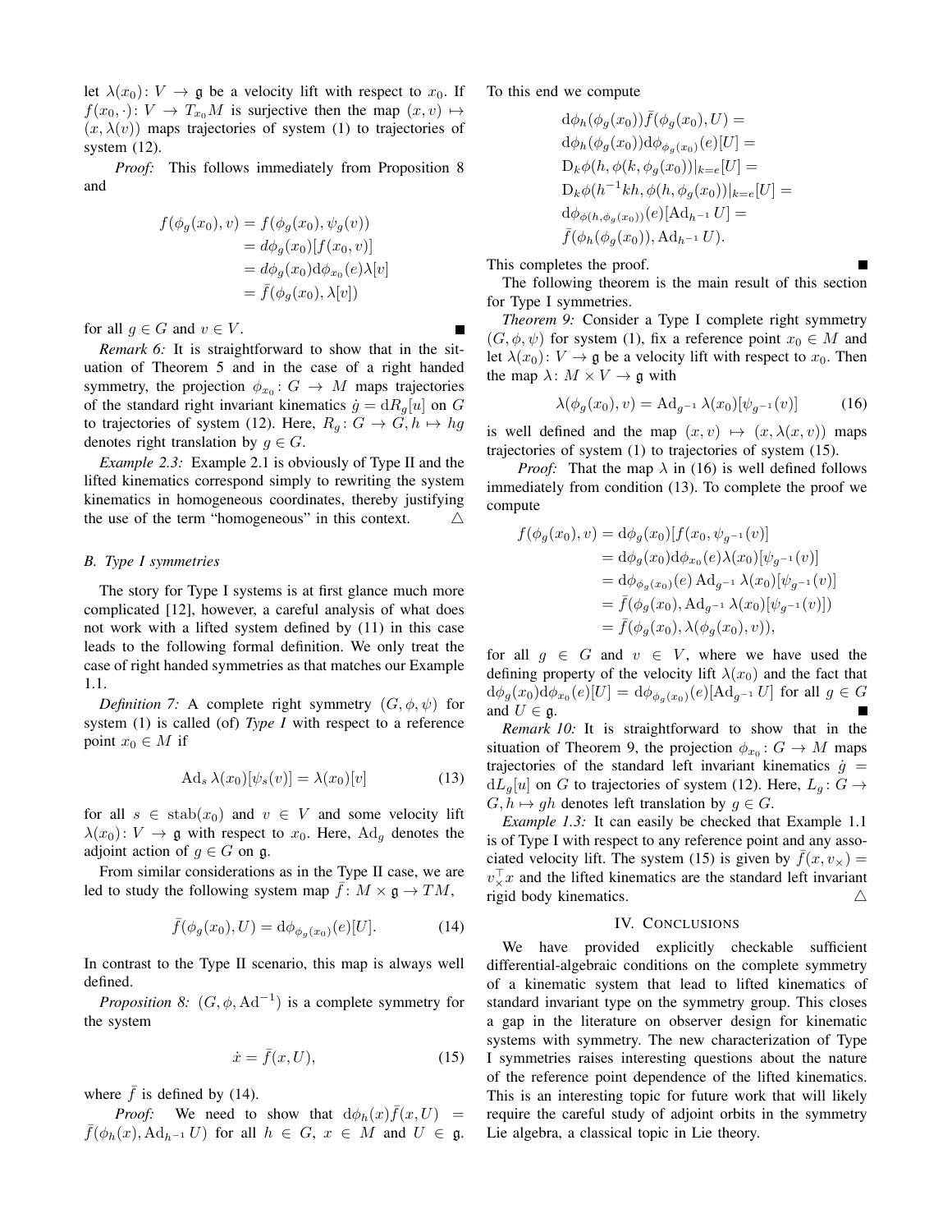let $\lambda(x_0)\colon V \to \mathfrak{g}$ be a velocity lift with respect to $x_0$. If $f(x_0,\cdot)\colon V \to T_{x_0}M$ is surjective then the map $(x,v) \mapsto (x, \lambda(v))$ maps trajectories of system (1) to trajectories of system (12).

*Proof:* This follows immediately from Proposition 8 and

$$
\begin{aligned}
f(\phi_g(x_0), v) &= f(\phi_g(x_0), \psi_g(v)) \\
&= d\phi_g(x_0)[f(x_0, v)] \\
&= d\phi_g(x_0)\mathrm{d}\phi_{x_0}(e)\lambda[v] \\
&= \bar{f}(\phi_g(x_0), \lambda[v])
\end{aligned}
$$

for all $g \in G$ and $v \in V$. ■

*Remark 6:* It is straightforward to show that in the situation of Theorem 5 and in the case of a right handed symmetry, the projection $\phi_{x_0}\colon G \to M$ maps trajectories of the standard right invariant kinematics $\dot{g} = \mathrm{d}R_g[u]$ on $G$ to trajectories of system (12). Here, $R_g\colon G \to G, h \mapsto hg$ denotes right translation by $g \in G$.

*Example 2.3:* Example 2.1 is obviously of Type II and the lifted kinematics correspond simply to rewriting the system kinematics in homogeneous coordinates, thereby justifying the use of the term "homogeneous" in this context. △

### B. Type I symmetries

The story for Type I systems is at first glance much more complicated [12], however, a careful analysis of what does not work with a lifted system defined by (11) in this case leads to the following formal definition. We only treat the case of right handed symmetries as that matches our Example 1.1.

*Definition 7:* A complete right symmetry $(G, \phi, \psi)$ for system (1) is called (of) *Type I* with respect to a reference point $x_0 \in M$ if

$$
\mathrm{Ad}_s \lambda(x_0)[\psi_s(v)] = \lambda(x_0)[v] \tag{13}
$$

for all $s \in \mathrm{stab}(x_0)$ and $v \in V$ and some velocity lift $\lambda(x_0)\colon V \to \mathfrak{g}$ with respect to $x_0$. Here, $\mathrm{Ad}_g$ denotes the adjoint action of $g \in G$ on $\mathfrak{g}$.

From similar considerations as in the Type II case, we are led to study the following system map $\bar{f}\colon M \times \mathfrak{g} \to TM$,

$$
\bar{f}(\phi_g(x_0), U) = \mathrm{d}\phi_{\phi_g(x_0)}(e)[U]. \tag{14}
$$

In contrast to the Type II scenario, this map is always well defined.

*Proposition 8:* $(G, \phi, \mathrm{Ad}^{-1})$ is a complete symmetry for the system

$$
\dot{x} = \bar{f}(x, U), \tag{15}
$$

where $\bar{f}$ is defined by (14).

*Proof:* We need to show that $\mathrm{d}\phi_h(x)\bar{f}(x,U) = \bar{f}(\phi_h(x), \mathrm{Ad}_{h^{-1}} U)$ for all $h \in G$, $x \in M$ and $U \in \mathfrak{g}$. To this end we compute

$$
\begin{aligned}
&\mathrm{d}\phi_h(\phi_g(x_0))\bar{f}(\phi_g(x_0), U) = \\
&\mathrm{d}\phi_h(\phi_g(x_0))\mathrm{d}\phi_{\phi_g(x_0)}(e)[U] = \\
&\mathrm{D}_k \phi(h, \phi(k, \phi_g(x_0))|_{k=e}[U] = \\
&\mathrm{D}_k \phi(h^{-1}kh, \phi(h, \phi_g(x_0))|_{k=e}[U] = \\
&\mathrm{d}\phi_{\phi(h,\phi_g(x_0))}(e)[\mathrm{Ad}_{h^{-1}} U] = \\
&\bar{f}(\phi_h(\phi_g(x_0)), \mathrm{Ad}_{h^{-1}} U).
\end{aligned}
$$

This completes the proof. ■

The following theorem is the main result of this section for Type I symmetries.

*Theorem 9:* Consider a Type I complete right symmetry $(G, \phi, \psi)$ for system (1), fix a reference point $x_0 \in M$ and let $\lambda(x_0)\colon V \to \mathfrak{g}$ be a velocity lift with respect to $x_0$. Then the map $\lambda\colon M \times V \to \mathfrak{g}$ with

$$
\lambda(\phi_g(x_0), v) = \mathrm{Ad}_{g^{-1}} \lambda(x_0)[\psi_{g^{-1}}(v)] \tag{16}
$$

is well defined and the map $(x,v) \mapsto (x, \lambda(x,v))$ maps trajectories of system (1) to trajectories of system (15).

*Proof:* That the map $\lambda$ in (16) is well defined follows immediately from condition (13). To complete the proof we compute

$$
\begin{aligned}
f(\phi_g(x_0), v) &= \mathrm{d}\phi_g(x_0)[f(x_0, \psi_{g^{-1}}(v)] \\
&= \mathrm{d}\phi_g(x_0)\mathrm{d}\phi_{x_0}(e)\lambda(x_0)[\psi_{g^{-1}}(v)] \\
&= \mathrm{d}\phi_{\phi_g(x_0)}(e)\,\mathrm{Ad}_{g^{-1}} \lambda(x_0)[\psi_{g^{-1}}(v)] \\
&= \bar{f}(\phi_g(x_0), \mathrm{Ad}_{g^{-1}} \lambda(x_0)[\psi_{g^{-1}}(v)]) \\
&= \bar{f}(\phi_g(x_0), \lambda(\phi_g(x_0), v)),
\end{aligned}
$$

for all $g \in G$ and $v \in V$, where we have used the defining property of the velocity lift $\lambda(x_0)$ and the fact that $\mathrm{d}\phi_g(x_0)\mathrm{d}\phi_{x_0}(e)[U] = \mathrm{d}\phi_{\phi_g(x_0)}(e)[\mathrm{Ad}_{g^{-1}} U]$ for all $g \in G$ and $U \in \mathfrak{g}$. ■

*Remark 10:* It is straightforward to show that in the situation of Theorem 9, the projection $\phi_{x_0}\colon G \to M$ maps trajectories of the standard left invariant kinematics $\dot{g} = \mathrm{d}L_g[u]$ on $G$ to trajectories of system (12). Here, $L_g\colon G \to G, h \mapsto gh$ denotes left translation by $g \in G$.

*Example 1.3:* It can easily be checked that Example 1.1 is of Type I with respect to any reference point and any associated velocity lift. The system (15) is given by $\bar{f}(x, v_\times) = v_\times^\top x$ and the lifted kinematics are the standard left invariant rigid body kinematics. △

## IV. Conclusions

We have provided explicitly checkable sufficient differential-algebraic conditions on the complete symmetry of a kinematic system that lead to lifted kinematics of standard invariant type on the symmetry group. This closes a gap in the literature on observer design for kinematic systems with symmetry. The new characterization of Type I symmetries raises interesting questions about the nature of the reference point dependence of the lifted kinematics. This is an interesting topic for future work that will likely require the careful study of adjoint orbits in the symmetry Lie algebra, a classical topic in Lie theory.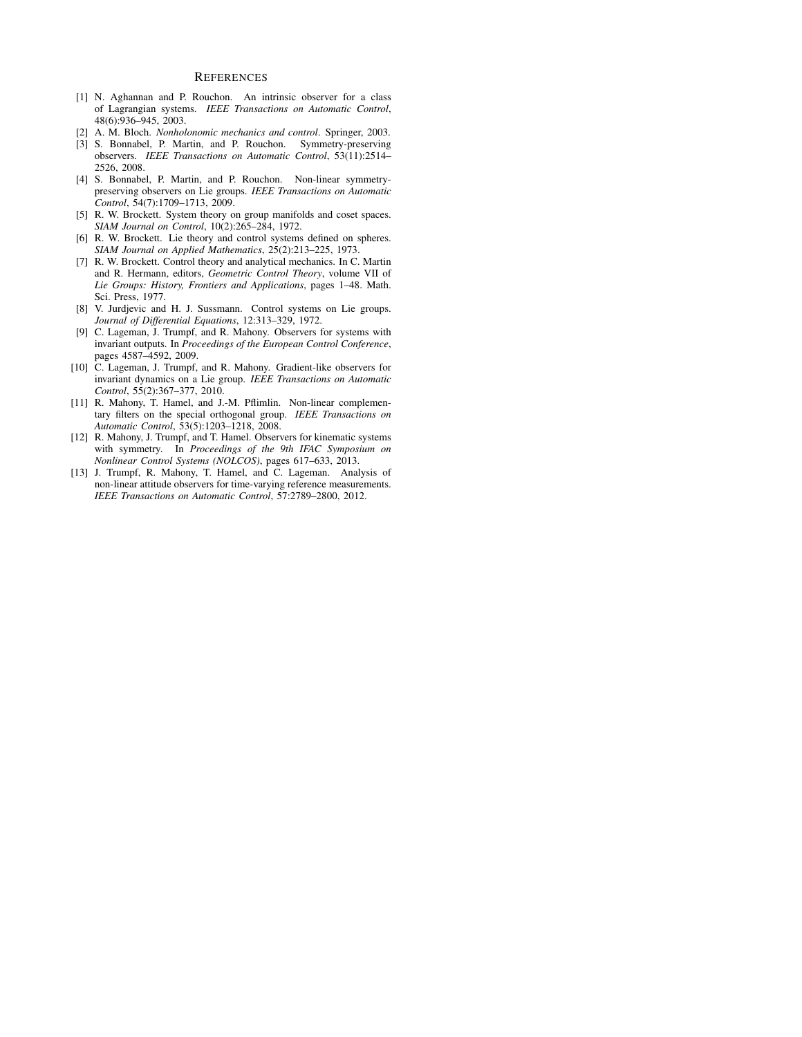## References

[1] N. Aghannan and P. Rouchon. An intrinsic observer for a class of Lagrangian systems. *IEEE Transactions on Automatic Control*, 48(6):936–945, 2003.

[2] A. M. Bloch. *Nonholonomic mechanics and control*. Springer, 2003.

[3] S. Bonnabel, P. Martin, and P. Rouchon. Symmetry-preserving observers. *IEEE Transactions on Automatic Control*, 53(11):2514–2526, 2008.

[4] S. Bonnabel, P. Martin, and P. Rouchon. Non-linear symmetry-preserving observers on Lie groups. *IEEE Transactions on Automatic Control*, 54(7):1709–1713, 2009.

[5] R. W. Brockett. System theory on group manifolds and coset spaces. *SIAM Journal on Control*, 10(2):265–284, 1972.

[6] R. W. Brockett. Lie theory and control systems defined on spheres. *SIAM Journal on Applied Mathematics*, 25(2):213–225, 1973.

[7] R. W. Brockett. Control theory and analytical mechanics. In C. Martin and R. Hermann, editors, *Geometric Control Theory*, volume VII of *Lie Groups: History, Frontiers and Applications*, pages 1–48. Math. Sci. Press, 1977.

[8] V. Jurdjevic and H. J. Sussmann. Control systems on Lie groups. *Journal of Differential Equations*, 12:313–329, 1972.

[9] C. Lageman, J. Trumpf, and R. Mahony. Observers for systems with invariant outputs. In *Proceedings of the European Control Conference*, pages 4587–4592, 2009.

[10] C. Lageman, J. Trumpf, and R. Mahony. Gradient-like observers for invariant dynamics on a Lie group. *IEEE Transactions on Automatic Control*, 55(2):367–377, 2010.

[11] R. Mahony, T. Hamel, and J.-M. Pflimlin. Non-linear complementary filters on the special orthogonal group. *IEEE Transactions on Automatic Control*, 53(5):1203–1218, 2008.

[12] R. Mahony, J. Trumpf, and T. Hamel. Observers for kinematic systems with symmetry. In *Proceedings of the 9th IFAC Symposium on Nonlinear Control Systems (NOLCOS)*, pages 617–633, 2013.

[13] J. Trumpf, R. Mahony, T. Hamel, and C. Lageman. Analysis of non-linear attitude observers for time-varying reference measurements. *IEEE Transactions on Automatic Control*, 57:2789–2800, 2012.